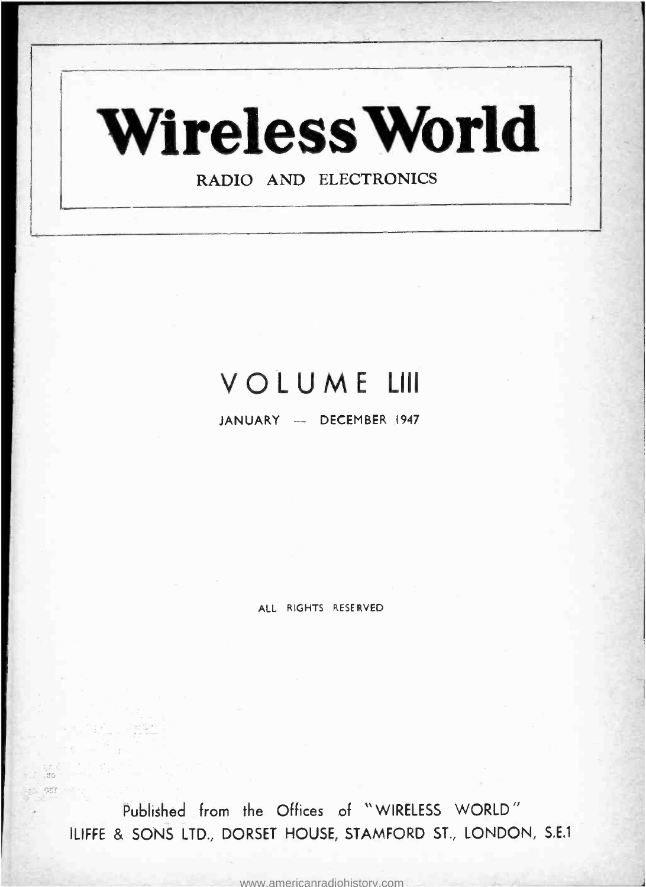# Wireless World

RADIO AND ELECTRONICS

## VOLUME LIII

JANUARY — DECEMBER 1947

ALL RIGHTS RESERVED

Published from the Offices of "WIRELESS WORLD"
ILIFFE & SONS LTD., DORSET HOUSE, STAMFORD ST., LONDON, S.E.1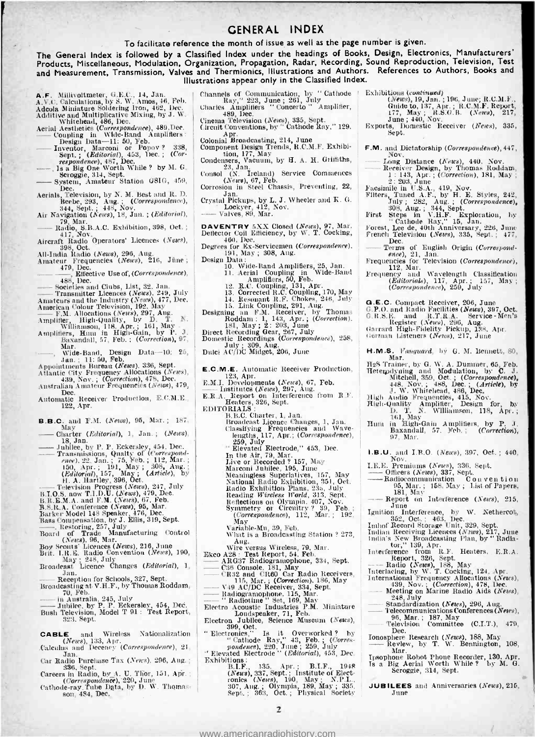# GENERAL INDEX

To facilitate reference the month of issue as well as the page number is given.

The General Index is followed by a Classified Index under the headings of Books, Design, Electronics, Manufacturers' Products, Miscellaneous, Modulation, Organization, Propagation, Radar, Recording, Sound Reproduction, Television, Test and Measurement, Transmission, Valves and Thermionics, Illustrations and Authors. References to Authors, Books and Illustrations appear only in the Classified Index.

**A.F.** Millivoltmeter, G.E.C., 14, Jan.
A.V.C. Calculations, by S. W. Amos, 46, Feb.
Adcola Miniature Soldering Iron, 462, Dec.
Additive and Multiplicative Mixing, by J. W. Whitehead, 486, Dec.
Aerial Aesthetics (*Correspondence*), 489, Dec.
—— Coupling in Wide-Band Amplifiers: Design Data—11: 50, Feb.
—— Inventor, Marconi or Popov? 338, Sept.; (*Editorial*), 453, Dec.; (*Correspondence*), 487, Dec.
——, Is a Big One Worth While? by M. G. Scroggie, 314, Sept.
—— System, Amateur Station G8IG, 459, Dec.
Aerials, Television, by N. M. Best and R. D. Beebe, 293, Aug.; (*Correspondence*), 344, Sept.; 448, Nov.
Air Navigation (*News*), 18, Jan.; (*Editorial*), 79, Mar.
—— Radio, S.B.A.C. Exhibition, 398, Oct.; 417, Nov.
Aircraft Radio Operators' Licences (*News*), 398, Oct.
All-India Radio (*News*), 296, Aug.
Amateur Frequencies (*News*), 216, June; 479, Dec.
——, ——, Effective Use of, (*Correspondence*), 488, Dec.
—— Societies and Clubs, List, 32, Jan.
—— Transmitter Licences (*News*), 249, July
Amateurs and the Industry (*News*), 477, Dec.
American Colour Television, 192, May
—— F.M. Allocations (*News*), 297, Aug.
Amplifier, High-Quality, by D. T. N. Williamson, 118, Apr.; 161, May
Amplifiers, Hum in High-Gain, by P. J. Baxandall, 57, Feb.; (*Correction*), 97, Mar.
——, Wide-Band, Design Data—10: 25, Jan.; 11: 50, Feb.
Appointments Bureau (*News*), 336, Sept.
Atlantic City Frequency Allocations (*News*), 439, Nov.; (*Correction*), 478, Dec.
Australian Amateur Frequencies (*News*), 479, Dec.
Automatic Receiver Production, E.C.M.E., 122, Apr.

**B.B.C.** and F.M. (*News*), 95, Mar.; 187, May
—— Charter (*Editorial*), 1, Jan.; (*News*), 18, Jan.
—— Jubilee, by P. P. Eckersley, 454, Dec.
—— Transmissions, Quality of (*Correspondence*), 22, Jan.; 75, Feb.; 112, Mar.; 150, Apr.; 191, May; 308, Aug.; (*Editorial*), 157, May; (*Article*), by H. A. Hartley, 396, Oct.
—— Television Progress (*News*), 247, July
B.I.O.S. now T.I.D.U. (*News*), 479, Dec.
B.R.E.M.A. and F.M. (*News*), 67, Feb.
B.S.R.A. Conference (*News*), 95, Mar.
Barker Model 148 Speaker, 476, Dec.
Bass Compensation, by J. Ellis, 319, Sept.
——, Restoring, 257, July
Board of Trade Manufacturing Control (*News*), 96, Mar.
Boy Scouts' Licences (*News*), 216, June
Brit. I.R.E. Radio Convention (*News*), 190, May; 248, July
Broadcast Licence Changes (*Editorial*), 1, Jan.
—— Reception for Schools, 327, Sept.
Broadcasting at V.H.F., by Thomas Roddam, 70, Feb.
—— in Australia, 245, July
——Jubilee, by P. P. Eckersley, 454, Dec.
Bush Television, Model T 91: Test Report, 323, Sept.

**CABLE** and Wireless Nationalization (*News*), 133, Apr.
Calculus and Decency (*Correspondence*), 21, Jan.
Car Radio Purchase Tax (*News*), 296, Aug.; 336, Sept.
Careers in Radio, by A. U. Thor, 151, Apr.; (*Correspondence*), 220, June
Cathode-ray Tube Data, by D. W. Thomasson, 484, Dec.
Channels of Communication, by "Cathode Ray," 223, June; 261, July
Charles Amplifiers "Concerto" Amplifier, 489, Dec.
Cinema Television (*News*), 335, Sept.
Circuit Conventions, by "Cathode Ray," 129, Apr.
Colonial Broadcasting, 214, June
Component Design Trends, R.C.M.F. Exhibition, 177, May
Condensers, Vacuum, by H. A. H. Griffiths, 23, Jan.
Consol (N. Ireland) Service Commences (*News*), 67, Feb.
Corrosion in Steel Chassis, Preventing, 22, Jan.
Crystal Pickups, by L. J. Wheeler and K. G. Lockyer, 412, Nov.
—— Valves, 89, Mar.

**DAVENTRY** 5XX Closed (*News*), 97, Mar.
Deflector Coil Efficiency, by W. T. Cocking, 460, Dec.
Degrees for Ex-Servicemen (*Correspondence*), 191, May; 308, Aug.
Design Data:
10. Wide-Band Amplifiers, 25, Jan.
11. Aerial Coupling in Wide-Band Amplifiers, 50, Feb.
12. R.C. Coupling, 131, Apr.
13. Corrected R.C. Coupling, 170, May
14. Resonant R.F. Chokes, 246, July
15. Link Coupling, 291, Aug.
Designing an F.M. Receiver, by Thomas Roddam: 1, 143, Apr.; (*Correction*), 181, May; 2: 203, June
Direct Recording Gear, 267, July
Domestic Recordings (*Correspondence*), 258, July; 309, Aug.
Dulci AC/DC Midget, 206, June

**E.C.M.E.** Automatic Receiver Production, 123, Apr.
E.M.I. Developments (*News*), 67, Feb.
—— Institutes (*News*), 297, Aug.
E.R.A. Report on Interference from R.F. Heaters, 326, Sept.
EDITORIALS:
B.B.C. Charter, 1, Jan.
Broadcast Licence Changes, 1, Jan.
Classifying Frequencies and Wavelengths, 117, Apr.; (*Correspondence*), 259, July
"Elevated Electrode," 453, Dec.
In the Air, 79, Mar.
Live or Recorded? 157, May
Marconi Jubilee, 195, June
Meaningless Superlatives, 157, May
National Radio Exhibition, 351, Oct.
Radio Exhibition Plans, 235, July
Reading *Wireless World*, 313, Sept.
Reflections on Olympia, 407, Nov.
Symmetry or Circuitry? 39, Feb.; (*Correspondence*), 112, Mar.; 192, May
Variable-Mu, 39, Feb.
What is a Broadcasting Station? 273, Aug.
Wire versus Wireless, 79, Mar.
Ekco A28: Test Report, 54, Feb.
—— ARG37 Radiogramophone, 334, Sept.
—— C36 Console, 181, May
—— CR32 and CR60 Car Radio Receivers, 115, Mar.; (*Correction*), 186, May
—— V49 AC/DC Receiver, 334, Sept.
—— Radiogramophone, 115, Mar.
—— "Radiotime" Set, 169, May
Electro Acoustic Industries P.M. Miniature Loudspeaker, 71, Feb.
Electron Jubilee, Science Museum (*News*), 399, Oct.
"Electronics," Is it Overworked? by "Cathode Ray," 43, Feb.; (*Correspondence*), 220, June; 259, July
"Elevated Electrode" (*Editorial*), 453, Dec.
Exhibitions:
B.I.F., 135, Apr.; B.I.F., 1948 (*News*), 337, Sept.; Institute of Electronics (*News*), 190, May; N.P.L., 307, Aug.; Olympia, 189, May; 335, Sept.; 363, Oct.; Physical Society
Exhibitions (*continued*)
(*News*), 19, Jan.; 196, June; R.C.M.F., Guide to, 137, Apr.; R.C.M.F. Report, 177, May; R.S.G.B. (*News*), 217, June; 440, Nov.
Exports, Domestic Receiver (*News*), 335, Sept.

**F.M.** and Dictatorship (*Correspondence*), 447, Nov.
—— Long Distance (*News*), 440, Nov.
—— Receiver Design, by Thomas Roddam, 1: 143, Apr.; (*Correction*), 181, May; 2: 203, June
Facsimile in U.S.A., 419, Nov.
Filters, Tuned A.F., by H. E. Styles, 242, July; 282, Aug.; (*Correspondence*), 308, Aug.; 344, Sept.
First Steps in V.H.F. Exploration, by "Cathode Ray," 15, Jan.
Forest, Lee de, 40th Anniversary, 226, June
French Television (*News*), 335, Sept.; 477, Dec.
—— Terms of English Origin (*Correspondence*), 21, Jan.
Frequencies for Television (*Correspondence*), 112, Mar.
Frequency and Wavelength Classification (*Editorials*), 117, Apr.; 157, May; (*Correspondence*), 259, July

**G.E.C.** Compact Receiver, 206, June
G.P.O. and Radio Facilities (*News*), 397, Oct.
G.R.S.E. and R.T.R.A. Service Men's Register (*News*), 296, Aug.
Garrard High-Fidelity Pickup, 138, Apr.
German Listeners (*News*), 217, June

**H.M.S.** *Vanguard*, by G. M. Bennett, 80, Mar.
H2S Trainer, by G. W. A. Dummer, 65, Feb.
Heterodyning and Modulation, by C. J. Mitchell, 359, Oct.; (*Correspondence*), 448, Nov.; 488, Dec.; (*Article*), by J. W. Whitehead, 486, Dec.
High Audio Frequencies, 415, Nov.
High-Quality Amplifier, Design for, by D. T. N. Williamson, 118, Apr.; 161, May
Hum in High-Gain Amplifiers, by P. J. Baxandall, 57, Feb.; (*Correction*), 97, Mar.

**I.B.U.** and I.B.O. (*News*), 397, Oct.; 440, Nov.
I.E.E. Premiums (*News*), 336, Sept.
—— Officers (*News*), 337, Sept.
—— Radiocommunication Convention 95, Mar.; 158, May; List of Papers, 181, May
—— Report on Interference (*News*), 215, June
Ignition Interference, by W. Nethercot, 352, Oct.; 463, Dec.
Imhof Record Storage Unit, 329, Sept.
Indian Receiving Licences (*News*), 217, June
India's New Broadcasting Plan, by "Radiator," 139, Apr.
Interference from R.F. Heaters, E.R.A. Report, 326, Sept.
—— Radio (*News*), 188, May
Interlacing, by W. T. Cocking, 124, Apr.
International Frequency Allocations (*News*), 439, Nov.; (*Correction*), 478, Dec.
—— Meeting on Marine Radio Aids (*News*), 248, July
—— Standardization (*News*), 296, Aug.
—— Telecommunications Conferences (*News*), 96, Mar.; 187, May
—— Television Committee (C.I.T.), 479, Dec.
Ionosphere Research (*News*), 188, May
—— Review, by T. W. Bennington, 108, Mar.
Ipsophone Robot Phone Recorder, 130, Apr.
Is a Big Aerial Worth While? by M. G. Scroggie, 314, Sept.

**JUBILEES** and Anniversaries (*News*), 216, June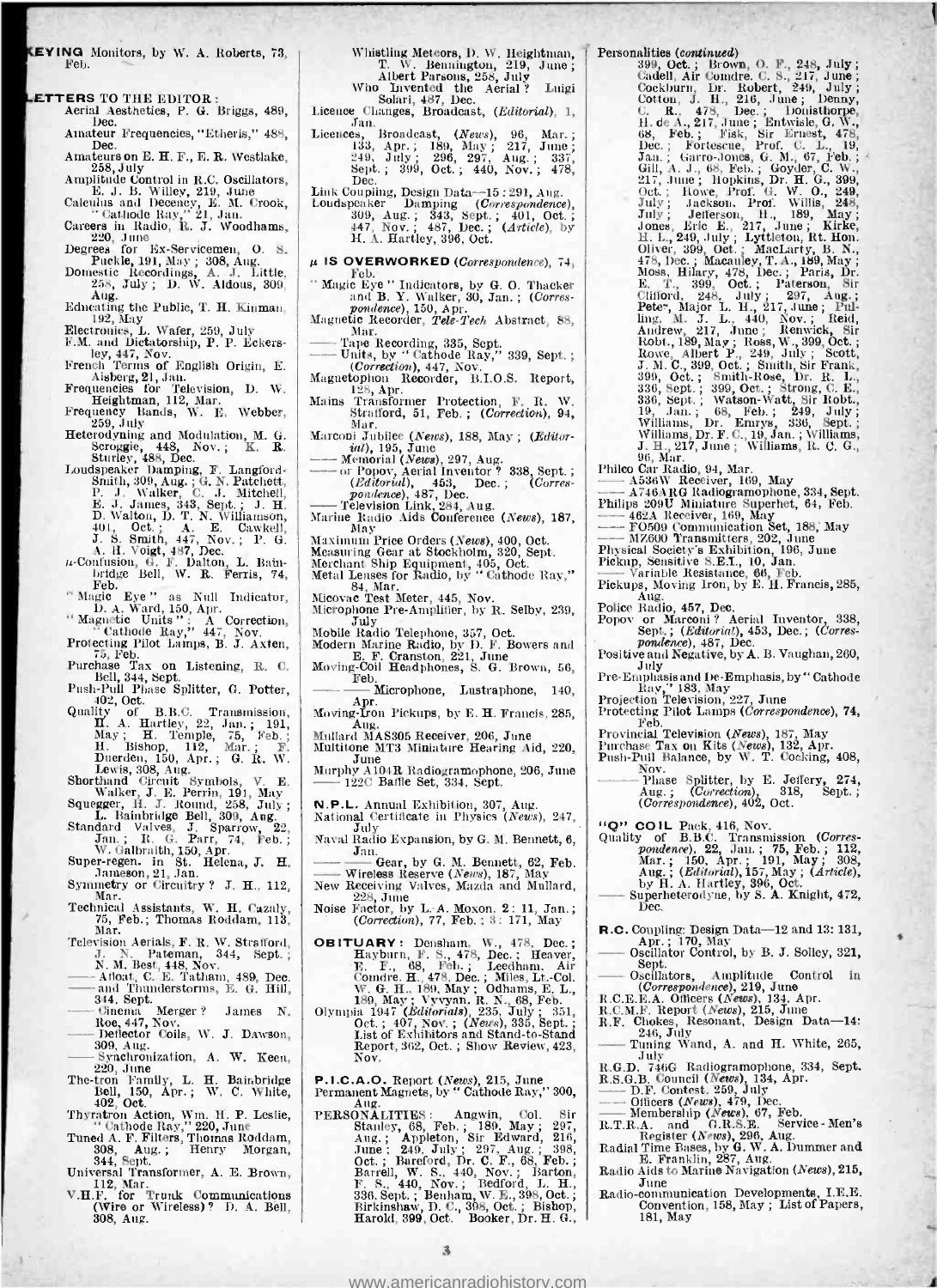**KEYING** Monitors, by W. A. Roberts, 73, Feb.

**LETTERS** TO THE EDITOR:
Aerial Aesthetics, P. G. Briggs, 489, Dec.
Amateur Frequencies, "Etheris," 488, Dec.
Amateurs on E. H. F., E. R. Westlake, 258, July
Amplitude Control in R.C. Oscillators, E. J. B. Willey, 219, June
Calculus and Decency, E. M. Crook, "Cathode Ray," 21, Jan.
Careers in Radio, R. J. Woodhams, 220, June
Degrees for Ex-Servicemen, O. S. Puckle, 191, May; 308, Aug.
Domestic Recordings, A. J. Little, 258, July; D. W. Aldous, 309, Aug.
Educating the Public, T. H. Kinman, 192, May
Electronics, L. Wafer, 259, July
F.M. and Dictatorship, P. P. Eckersley, 447, Nov.
French Terms of English Origin, E. Aisberg, 21, Jan.
Frequencies for Television, D. W. Heightman, 112, Mar.
Frequency Bands, W. E. Webber, 259, July
Heterodyning and Modulation, M. G. Scroggie, 448, Nov.; K. R. Sturley, 488, Dec.
Loudspeaker Damping, F. Langford-Smith, 309, Aug.; G. N. Patchett, P. J. Walker, C. J. Mitchell, E. J. James, 343, Sept.; J. H. D. Walton, D. T. N. Williamson, 401, Oct.; A. E. Cawkell, J. S. Smith, 447, Nov.; P. G. A. H. Voigt, 487, Dec.
μ-Confusion, G. F. Dalton, L. Bainbridge Bell, W. R. Ferris, 74, Feb.
"Magic Eye" as Null Indicator, D. A. Ward, 150, Apr.
"Magnetic Units": A Correction, "Cathode Ray," 447, Nov.
Protecting Pilot Lamps, B. J. Axten, 75, Feb.
Purchase Tax on Listening, R. C. Bell, 344, Sept.
Push-Pull Phase Splitter, G. Potter, 402, Oct.
Quality of B.B.C. Transmission, H. A. Hartley, 22, Jan.; 191, May; H. Temple, 75, Feb.; H. Bishop, 112, Mar.; F. Duerden, 150, Apr.; G. R. W. Lewis, 308, Aug.
Shorthand Circuit Symbols, V. E. Walker, J. E. Perrin, 191, May
Squegger, H. J. Round, 258, July; L. Bainbridge Bell, 309, Aug.
Standard Valves, J. Sparrow, 22, Jan.; R. G. Parr, 74, Feb.; W. Galbraith, 150, Apr.
Super-regen. in St. Helena, J. H. Jameson, 21, Jan.
Symmetry or Circuitry? J. H., 112, Mar.
Technical Assistants, W. H. Cazaly, 75, Feb.; Thomas Roddam, 113, Mar.
Television Aerials, F. R. W. Strafford, J. N. Pateman, 344, Sept.; N. M. Best, 448, Nov.
—— Afloat, C. E. Tatham, 489, Dec.
—— and Thunderstorms, E. G. Hill, 344, Sept.
—— Cinema Merger? James N. Roe, 447, Nov.
—— Deflector Coils, W. J. Dawson, 309, Aug.
—— Synchronization, A. W. Keen, 220, June
The-tron Family, L. H. Bainbridge Bell, 150, Apr.; W. C. White, 402, Oct.
Thyratron Action, Wm. H. P. Leslie, "Cathode Ray," 220, June
Tuned A. F. Filters, Thomas Roddam, 308, Aug.; Henry Morgan, 344, Sept.
Universal Transformer, A. E. Brown, 112, Mar.
V.H.F. for Trunk Communications (Wire or Wireless)? D. A. Bell, 308, Aug.
Whistling Meteors, D. W. Heightman, T. W. Bennington, 219, June; Albert Parsons, 258, July
Who Invented the Aerial? Luigi Solari, 487, Dec.

Licence Changes, Broadcast, (*Editorial*), 1, Jan.
Licences, Broadcast, (*News*), 96, Mar.; 133, Apr.; 189, May; 217, June; 249, July; 296, 297, Aug.; 337, Sept.; 399, Oct.; 440, Nov.; 478, Dec.
Link Coupling, Design Data—15: 291, Aug.
Loudspeaker Damping (*Correspondence*), 309, Aug.; 343, Sept.; 401, Oct.; 447, Nov.; 487, Dec.; (*Article*), by H. A. Hartley, 396, Oct.

**μ IS OVERWORKED** (*Correspondence*), 74, Feb.
"Magic Eye" Indicators, by G. O. Thacker and B. Y. Walker, 30, Jan.; (*Correspondence*), 150, Apr.
Magnetic Recorder, *Tele-Tech* Abstract, 88, Mar.
—— Tape Recording, 335, Sept.
—— Units, by "Cathode Ray," 339, Sept.; (*Correction*), 447, Nov.
Magnetophon Recorder, B.I.O.S. Report, 128, Apr.
Mains Transformer Protection, F. R. W. Strafford, 51, Feb.; (*Correction*), 94, Mar.
Marconi Jubilee (*News*), 188, May; (*Editorial*), 195, June
—— Memorial (*News*), 297, Aug.
—— or Popov, Aerial Inventor? 338, Sept.; (*Editorial*), 453, Dec.; (*Correspondence*), 487, Dec.
—— Television Link, 284, Aug.
Marine Radio Aids Conference (*News*), 187, May
Maximum Price Orders (*News*), 400, Oct.
Measuring Gear at Stockholm, 320, Sept.
Merchant Ship Equipment, 405, Oct.
Metal Lenses for Radio, by "Cathode Ray," 84, Mar.
Micovac Test Meter, 445, Nov.
Microphone Pre-Amplifier, by R. Selby, 239, July
Mobile Radio Telephone, 357, Oct.
Modern Marine Radio, by D. F. Bowers and E. F. Cranston, 221, June
Moving-Coil Headphones, S. G. Brown, 56, Feb.
—— —— Microphone, Lustraphone, 140, Apr.
Moving-Iron Pickups, by E. H. Francis, 285, Aug.
Mullard MAS305 Receiver, 206, June
Multitone MT3 Miniature Hearing Aid, 220, June
Murphy A104R Radiogramophone, 206, June
—— 122C Baffle Set, 334, Sept.

**N.P.L.** Annual Exhibition, 307, Aug.
National Certificate in Physics (*News*), 247, July
Naval Radio Expansion, by G. M. Bennett, 6, Jan.
—— —— Gear, by G. M. Bennett, 62, Feb.
—— Wireless Reserve (*News*), 187, May
New Receiving Valves, Mazda and Mullard, 228, June
Noise Factor, by L. A. Moxon. 2: 11, Jan.; (*Correction*), 77, Feb.; 3: 171, May

**OBITUARY**: Densham, W., 478, Dec.; Hayburn, F. S., 478, Dec.; Heaver, E. F., 68, Feb.; Leedham, Air Comdre. H., 478, Dec.; Miles, Lt.-Col. W. G. H., 189, May; Odhams, E. L., 189, May; Vyvyan, R. N., 68, Feb.
Olympia 1947 (*Editorials*), 235, July; 351, Oct.; 407, Nov.; (*News*), 335, Sept.; List of Exhibitors and Stand-to-Stand Report, 362, Oct.; Show Review, 423, Nov.

**P.I.C.A.O.** Report (*News*), 215, June
Permanent Magnets, by "Cathode Ray," 300, Aug.
PERSONALITIES: Angwin, Col. Sir Stanley, 68, Feb.; 189, May; 297, Aug.; Appleton, Sir Edward, 216, June; 249, July; 297, Aug.; 398, Oct.; Bareford, Dr. C. F., 68, Feb.; Barrell, W. S., 440, Nov.; Barton, F. S., 440, Nov.; Bedford, L. H., 336, Sept.; Benham, W. E., 398, Oct.; Birkinshaw, D. C., 398, Oct.; Bishop, Harold, 399, Oct.; Booker, Dr. H. G.,

Personalities (*continued*)
399, Oct.; Brown, O. F., 248, July; Cadell, Air Comdre. C. S., 217, June; Cockburn, Dr. Robert, 249, July; Cotton, J. H., 216, June; Denny, C. R., 478, Dec.; Donisthorpe, H. de A., 217, June; Entwisle, G. W., 68, Feb.; Fisk, Sir Ernest, 478, Dec.; Fortescue, Prof. C. L., 19, Jan.; Garro-Jones, G. M., 67, Feb.; Gill, A. J., 68, Feb.; Goyder, C. W., 217, June; Hopkins, Dr. H. G., 399, Oct.; Howe, Prof. G. W. O., 249, July; Jackson, Prof. Willis, 248, July; Jefferson, H., 189, May; Jones, Eric E., 217, June; Kirke, H. L., 249, July; Lyttleton, Rt. Hon. Oliver, 399, Oct.; MacLarty, B. N., 478, Dec.; Macauley, T. A., 189, May; Moss, Hilary, 478, Dec.; Paris, Dr. E. T., 399, Oct.; Paterson, Sir Clifford, 248, July; 297, Aug.; Peters, Major L. H., 217, June; Pulling, M. J. L., 440, Nov.; Reid, Andrew, 217, June; Renwick, Sir Robt., 189, May; Ross, W., 399, Oct.; Rowe, Albert P., 249, July; Scott, J. M. C., 399, Oct.; Smith, Sir Frank, 399, Oct.; Smith-Rose, Dr. R. L., 336, Sept.; 399, Oct.; Strong, C. E., 336, Sept.; Watson-Watt, Sir Robt., 19, Jan.; 68, Feb.; 249, July; Williams, Dr. Emrys, 336, Sept.; Williams, Dr. F. C., 19, Jan.; Williams, J. H., 217, June; Williams, R. C. G., 96, Mar.
Philco Car Radio, 94, Mar.
—— A536W Receiver, 169, May
—— A746ARG Radiogramophone, 334, Sept.
Philips 209U Miniature Superhet, 64, Feb.
—— 462A Receiver, 169, May
—— FO509 Communication Set, 188, May
—— MZ600 Transmitters, 202, June
Physical Society's Exhibition, 196, June
Pickup, Sensitive S.E.I., 10, Jan.
—— Variable Resistance, 66, Feb.
Pickups, Moving Iron, by E. H. Francis, 285, Aug.
Police Radio, 457, Dec.
Popov or Marconi? Aerial Inventor, 338, Sept.; (*Editorial*), 453, Dec.; (*Correspondence*), 487, Dec.
Positive and Negative, by A. B. Vaughan, 260, July
Pre-Emphasis and De-Emphasis, by "Cathode Ray," 183, May
Projection Television, 227, June
Protecting Pilot Lamps (*Correspondence*), 74, Feb.
Provincial Television (*News*), 187, May
Purchase Tax on Kits (*News*), 132, Apr.
Push-Pull Balance, by W. T. Cocking, 408, Nov.
—— —— Phase Splitter, by E. Jeffery, 274, Aug.; (*Correction*), 318, Sept.; (*Correspondence*), 402, Oct.

**"Q" COIL** Pack, 416, Nov.
Quality of B.B.C. Transmission (*Correspondence*), 22, Jan.; 75, Feb.; 112, Mar.; 150, Apr.; 191, May; 308, Aug.; (*Editorial*), 157, May; (*Article*), by H. A. Hartley, 396, Oct.
—— Superheterodyne, by S. A. Knight, 472, Dec.

**R.C.** Coupling: Design Data—12 and 13: 131, Apr.; 170, May
—— Oscillator Control, by B. J. Solley, 321, Sept.
—— Oscillators, Amplitude Control in (*Correspondence*), 219, June
R.C.E.E.A. Officers (*News*), 134, Apr.
R.C.M.F. Report (*News*), 215, June
R.F. Chokes, Resonant, Design Data—14: 246, July
—— Tuning Wand, A. and H. White, 265, July
R.G.D. 746G Radiogramophone, 334, Sept.
R.S.G.B. Council (*News*), 134, Apr.
—— D.F. Contest, 259, July
—— Officers (*News*), 479, Dec.
—— Membership (*News*), 67, Feb.
R.T.R.A. and G.R.S.E. Service-Men's Register (*News*), 296, Aug.
Radial Time Bases, by G. W. A. Dummer and E. Franklin, 287, Aug.
Radio Aids to Marine Navigation (*News*), 215, June
Radio-communication Developments, I.E.E. Convention, 158, May; List of Papers, 181, May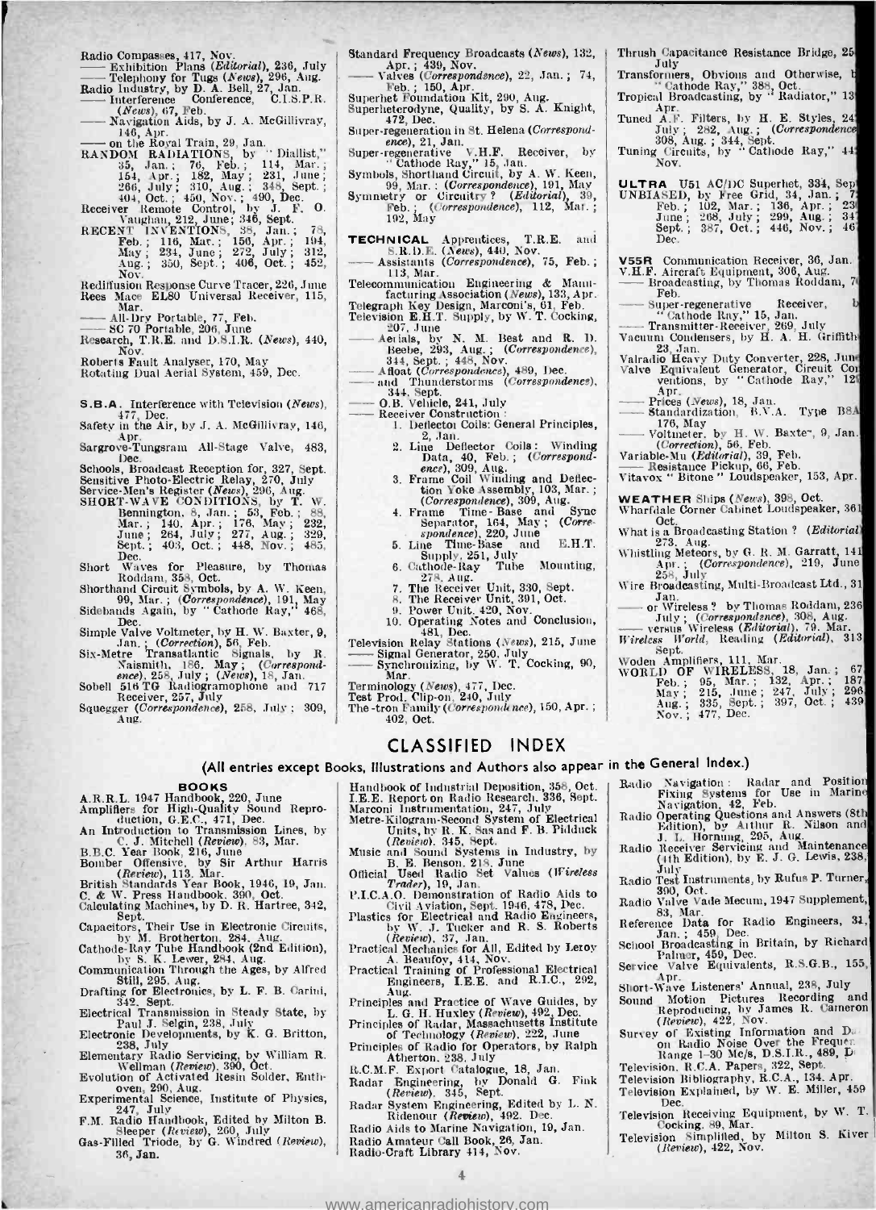Radio Compasses, 417, Nov.
—— Exhibition Plans (*Editorial*), 236, July
—— Telephony for Tugs (*News*), 296, Aug.
Radio Industry, by D. A. Bell, 27, Jan.
—— Interference Conference, C.I.S.P.R. (*News*), 67, Feb.
—— Navigation Aids, by J. A. McGillivray, 146, Apr.
—— on the Royal Train, 29, Jan.
RANDOM RADIATIONS, by "Diallist," 35, Jan.; 76, Feb.; 114, Mar.; 154, Apr.; 182, May; 231, June; 266, July; 310, Aug.; 348, Sept.; 404, Oct.; 450, Nov.; 490, Dec.
Receiver Remote Control, by J. F. O. Vaughan, 212, June; 346, Sept.
RECENT INVENTIONS, 38, Jan.; 78, Feb.; 116, Mar.; 156, Apr.; 194, May; 234, June; 272, July; 312, Aug.; 350, Sept.; 406, Oct.; 452, Nov.
Rediffusion Response Curve Tracer, 226, June
Rees Mace EL80 Universal Receiver, 115, Mar.
—— All-Dry Portable, 77, Feb.
—— SC 70 Portable, 206, June
Research, T.R.E. and D.S.I.R. (*News*), 440, Nov.
Roberts Fault Analyser, 170, May
Rotating Dual Aerial System, 459, Dec.

S.B.A. Interference with Television (*News*), 477, Dec.
Safety in the Air, by J. A. McGillivray, 146, Apr.
Sargrove-Tungsram All-Stage Valve, 483, Dec.
Schools, Broadcast Reception for, 327, Sept.
Sensitive Photo-Electric Relay, 270, July
Service-Men's Register (*News*), 296, Aug.
SHORT-WAVE CONDITIONS, by T. W. Bennington, 8, Jan.; 53, Feb.; 88, Mar.; 140, Apr.; 176, May; 232, June; 264, July; 277, Aug.; 329, Sept.; 403, Oct.; 448, Nov.; 485, Dec.
Short Waves for Pleasure, by Thomas Roddam, 358, Oct.
Shorthand Circuit Symbols, by A. W. Keen, 99, Mar.; (*Correspondence*), 191, May
Sidebands Again, by "Cathode Ray," 468, Dec.
Simple Valve Voltmeter, by H. W. Baxter, 9, Jan.; (*Correction*), 56, Feb.
Six-Metre Transatlantic Signals, by R. Naismith, 186, May; (*Correspondence*), 258, July; (*News*), 18, Jan.
Sobell 516 TG Radiogramophone and 717 Receiver, 257, July
Squegger (*Correspondence*), 258, July; 309, Aug.

Standard Frequency Broadcasts (*News*), 132, Apr.; 439, Nov.
—— Valves (*Correspondence*), 22, Jan.; 74, Feb.; 150, Apr.
Superhet Foundation Kit, 290, Aug.
Superheterodyne, Quality, by S. A. Knight, 472, Dec.
Super-regeneration in St. Helena (*Correspondence*), 21, Jan.
Super-regenerative V.H.F. Receiver, by "Cathode Ray," 15, Jan.
Symbols, Shorthand Circuit, by A. W. Keen, 99, Mar.; (*Correspondence*), 191, May
Symmetry or Circuitry? (*Editorial*), 39, Feb.; (*Correspondence*), 112, Mar.; 192, May

TECHNICAL Apprentices, T.R.E. and S.R.D.E. (*News*), 440, Nov.
—— Assistants (*Correspondence*), 75, Feb.; 113, Mar.
Telecommunication Engineering & Manufacturing Association (*News*), 133, Apr.
Telegraph Key Design, Marconi's, 61, Feb.
Television E.H.T. Supply, by W. T. Cocking, 207, June
—— Aerials, by N. M. Best and R. D. Beebe, 293, Aug.; (*Correspondence*), 344, Sept.; 448, Nov.
—— Afloat (*Correspondence*), 489, Dec.
—— and Thunderstorms (*Correspondence*), 344, Sept.
—— O.B. Vehicle, 241, July
—— Receiver Construction:
1. Deflector Coils: General Principles, 2, Jan.
2. Line Deflector Coils: Winding Data, 40, Feb.; (*Correspondence*), 309, Aug.
3. Frame Coil Winding and Deflection Yoke Assembly, 103, Mar.; (*Correspondence*), 309, Aug.
4. Frame Time-Base and Sync Separator, 164, May; (*Correspondence*), 220, June
5. Line Time-Base and E.H.T. Supply, 251, July
6. Cathode-Ray Tube Mounting, 278, Aug.
7. The Receiver Unit, 330, Sept.
8. The Receiver Unit, 391, Oct.
9. Power Unit, 420, Nov.
10. Operating Notes and Conclusion, 481, Dec.

Television Relay Stations (*News*), 215, June
—— Signal Generator, 250, July
—— Synchronizing, by W. T. Cocking, 90, Mar.
Terminology (*News*), 477, Dec.
Test Prod, Clip-on, 240, July
The -tron Family (*Correspondence*), 150, Apr.; 402, Oct.

Thrush Capacitance Resistance Bridge, 25[?], July
Transformers, Obvious and Otherwise, b[y] "Cathode Ray," 388, Oct.
Tropical Broadcasting, by "Radiator," 13[?], Apr.
Tuned A.F. Filters, by H. E. Styles, 24[?], July; 282, Aug.; (*Correspondence*), 308, Aug.; 344, Sept.
Tuning Circuits, by "Cathode Ray," 44[?], Nov.

ULTRA U51 AC/DC Superhet, 334, Sep[t.]
UNBIASED, by Free Grid, 34, Jan.; 7[?], Feb.; 102, Mar.; 136, Apr.; 23[?], June; 268, July; 299, Aug.; 34[?], Sept.; 387, Oct.; 446, Nov.; 46[?], Dec.

V55R Communication Receiver, 36, Jan.
V.H.F. Aircraft Equipment, 306, Aug.
—— Broadcasting, by Thomas Roddam, 7[?], Feb.
—— Super-regenerative Receiver, b[y] "Cathode Ray," 15, Jan.
—— Transmitter-Receiver, 269, July
Vacuum Condensers, by H. A. H. Griffith[s], 23, Jan.
Valradio Heavy Duty Converter, 228, June
Valve Equivalent Generator, Circuit Co[n]ventions, by "Cathode Ray," 12[?], Apr.
—— Prices (*News*), 18, Jan.
—— Standardization, B.V.A. Type B8A, 176, May
—— Voltmeter, by H. W. Baxter, 9, Jan.; (*Correction*), 56, Feb.
Variable-Mu (*Editorial*), 39, Feb.
—— Resistance Pickup, 66, Feb.
Vitavox "Bitone" Loudspeaker, 153, Apr.

WEATHER Ships (*News*), 398, Oct.
Wharfdale Corner Cabinet Loudspeaker, 36[?], Oct.
What is a Broadcasting Station? (*Editorial*), 273, Aug.
Whistling Meteors, by G. R. M. Garratt, 14[?], Apr.; (*Correspondence*), 219, June; 258, July
Wire Broadcasting, Multi-Broadcast Ltd., 31[?], Jan.
—— or Wireless? by Thomas Roddam, 236, July; (*Correspondence*), 308, Aug.
—— versus Wireless (*Editorial*), 79, Mar.
*Wireless World*, Reading (*Editorial*), 313, Sept.
Woden Amplifiers, 111, Mar.
WORLD OF WIRELESS, 18, Jan.; 67, Feb.; 95, Mar.; 132, Apr.; 187, May; 215, June; 247, July; 296, Aug.; 335, Sept.; 397, Oct.; 439, Nov.; 477, Dec.

## CLASSIFIED INDEX

### (All entries except Books, Illustrations and Authors also appear in the General Index.)

#### BOOKS

A.R.R.L. 1947 Handbook, 220, June
Amplifiers for High-Quality Sound Reproduction, G.E.C., 471, Dec.
An Introduction to Transmission Lines, by C. J. Mitchell (*Review*), 83, Mar.
B.B.C. Year Book, 216, June
Bomber Offensive, by Sir Arthur Harris (*Review*), 113, Mar.
British Standards Year Book, 1946, 19, Jan.
C. & W. Press Handbook, 390, Oct.
Calculating Machines, by D. R. Hartree, 342, Sept.
Capacitors, Their Use in Electronic Circuits, by M. Brotherton, 284, Aug.
Cathode-Ray Tube Handbook (2nd Edition), by S. K. Lewer, 284, Aug.
Communication Through the Ages, by Alfred Still, 295, Aug.
Drafting for Electronics, by L. F. B. Carini, 342, Sept.
Electrical Transmission in Steady State, by Paul J. Selgin, 238, July
Electronic Developments, by K. G. Britton, 238, July
Elementary Radio Servicing, by William R. Wellman (*Review*), 390, Oct.
Evolution of Activated Resin Solder, Enthoven, 290, Aug.
Experimental Science, Institute of Physics, 247, July
F.M. Radio Handbook, Edited by Milton B. Sleeper (*Review*), 260, July
Gas-Filled Triode, by G. Windred (*Review*), 36, Jan.

Handbook of Industrial Deposition, 358, Oct.
I.E.E. Report on Radio Research, 336, Sept.
Marconi Instrumentation, 247, July
Metre-Kilogram-Second System of Electrical Units, by R. K. Sas and F. B. Pidduck (*Review*), 345, Sept.
Music and Sound Systems in Industry, by B. E. Benson, 218, June
Official Used Radio Set Values (*Wireless Trader*), 19, Jan.
P.I.C.A.O. Demonstration of Radio Aids to Civil Aviation, Sept. 1946, 478, Dec.
Plastics for Electrical and Radio Engineers, by W. J. Tucker and R. S. Roberts (*Review*), 37, Jan.
Practical Mechanics for All, Edited by Leroy A. Beaufoy, 414, Nov.
Practical Training of Professional Electrical Engineers, I.E.E. and R.I.C., 292, Aug.
Principles and Practice of Wave Guides, by L. G. H. Huxley (*Review*), 492, Dec.
Principles of Radar, Massachusetts Institute of Technology (*Review*), 222, June
Principles of Radio for Operators, by Ralph Atherton, 238, July
R.C.M.F. Export Catalogue, 18, Jan.
Radar Engineering, by Donald G. Fink (*Review*), 345, Sept.
Radar System Engineering, Edited by L. N. Ridenour (*Review*), 492, Dec.
Radio Aids to Marine Navigation, 19, Jan.
Radio Amateur Call Book, 26, Jan.
Radio-Craft Library 414, Nov.

Radio Navigation: Radar and Position Fixing Systems for Use in Marine Navigation, 42, Feb.
Radio Operating Questions and Answers (8th Edition), by Arthur R. Nilson and J. L. Hornung, 295, Aug.
Radio Receiver Servicing and Maintenance (4th Edition), by E. J. G. Lewis, 238, July
Radio Test Instruments, by Rufus P. Turner, 390, Oct.
Radio Valve Vade Mecum, 1947 Supplement, 83, Mar.
Reference Data for Radio Engineers, 31, Jan.; 459, Dec.
School Broadcasting in Britain, by Richard Palmer, 459, Dec.
Service Valve Equivalents, R.S.G.B., 155, Apr.
Short-Wave Listeners' Annual, 238, July
Sound Motion Pictures Recording and Reproducing, by James R. Cameron (*Review*), 422, Nov.
Survey of Existing Information and D[ata] on Radio Noise Over the Freque[ncy] Range 1–30 Mc/s, D.S.I.R., 489, D[ec.]
Television, R.C.A. Papers, 322, Sept.
Television Bibliography, R.C.A., 134, Apr.
Television Explained, by W. E. Miller, 459, Dec.
Television Receiving Equipment, by W. T. Cocking, 89, Mar.
Television Simplified, by Milton S. Kiver (*Review*), 422, Nov.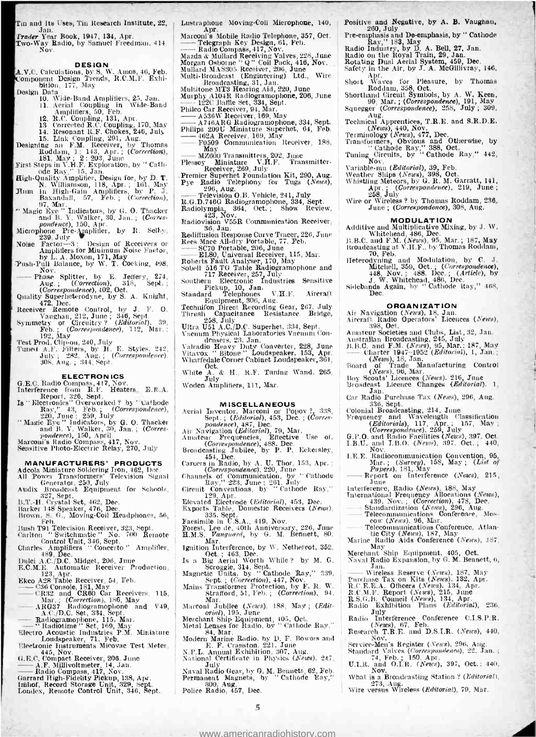Tin and Its Uses, Tin Research Institute, 22, Jan.
*Trader* Year Book, 1947, 134, Apr.
Two-Way Radio, by Samuel Freedman, 414, Nov.

## DESIGN

A.V.C. Calculations, by S. W. Amos, 46, Feb.
Component Design Trends, R.C.M.F. Exhibition, 177, May
Design Data :
- 10. Wide-Band Amplifiers, 25, Jan.
- 11. Aerial Coupling in Wide-Band Amplifiers, 50, Feb.
- 12. R.C. Coupling, 131, Apr.
- 13. Corrected R.C. Coupling, 170, May
- 14. Resonant R.F. Chokes, 246, July
- 15. Link Coupling, 291, Aug.

Designing an F.M. Receiver, by Thomas Roddam, 1: 143, Apr.; (*Correction*), 181, May ; 2: 203, June
First Steps in V.H.F. Exploration, by "Cathode Ray," 15, Jan.
High-Quality Amplifier, Design for, by D. T. N. Williamson, 118, Apr.; 161, May
Hum in High-Gain Amplifiers, by P. J. Baxandall, 57, Feb.; (*Correction*), 97, Mar.
"Magic Eye" Indicators, by G. O. Thacker and B. Y. Walker, 30, Jan.; (*Correspondence*), 150, Apr.
Microphone Pre-Amplifier, by R. Selby, 239, July
Noise Factor—3: Design of Receivers or Amplifiers for Minimum Noise Factor, by L. A. Moxon, 171, May
Push-Pull Balance, by W. T. Cocking, 498, Nov.
—— Phase Splitter, by E. Jeffery, 274, Aug.; (*Correction*), 318, Sept.; (*Correspondence*), 402, Oct.
Quality Superheterodyne, by S. A. Knight, 472, Dec.
Receiver Remote Control, by J. F. O. Vaughan, 212, June ; 346, Sept.
Symmetry or Circuitry? (*Editorial*), 39, Feb.; (*Correspondence*), 112, Mar.; 192, May
Test Prod. Clip-on, 240, July
Tuned A.F. Filters, by H. E. Styles, 242, July ; 282, Aug.; (*Correspondence*), 308, Aug.; 344, Sept.

## ELECTRONICS

G.E.C. Radio Compass, 417, Nov.
Interference from R.F. Heaters, E.R.A. Report, 326, Sept.
Is "Electronics" Overworked? by "Cathode Ray," 43, Feb.; (*Correspondence*), 220, June ; 259, July
"Magic Eye" Indicators, by G. O. Thacker and B. Y. Walker, 30, Jan.; (*Correspondence*), 150, April
Marconi's Radio Compass, 417, Nov.
Sensitive Photo-Electric Relay, 270, July

## MANUFACTURERS' PRODUCTS

Adcola Miniature Soldering Iron, 462, Dec.
All Power Transformers' Television Signal Generator, 250, July
Audix Broadcast Equipment for Schools, 327, Sept.
B.T.-H. Crystal Set, 462, Dec.
Barker 148 Speaker, 476, Dec.
Brown, S. G., Moving-Coil Headphones, 56, Feb.
Bush T91 Television Receiver, 323, Sept.
Carlton "Switchmatic" No. 700 Remote Control Unit, 346, Sept.
Charles Amplifiers "Concerto" Amplifier, 489, Dec.
Dulci A.C./D.C. Midget, 206, June
E.C.M.E. Automatic Receiver Production, 123, Apr.
Ekco A28 Table Receiver, 54, Feb.
—— C36 Console, 181, May
—— CR32 and CR60 Car Receivers, 115, Mar.; (*Correction*), 186, May
—— ARG37 Radiogramophone and V49, A.C./D.C. Set, 334, Sept.
—— Radiogramophone, 115, Mar.
—— "Radiotime" Set, 169, May
Electro Acoustic Industries P.M. Miniature Loudspeaker, 71, Feb.
Electronic Instruments Micovac Test Meter, 445, Nov.
G.E.C. Compact Receiver, 206, June
—— A.F. Millivoltmeter, 14, Jan.
—— Radio Compass, 417, Nov.
Garrard High-Fidelity Pickup, 138, Apr.
Imhof, Record Storage Unit, 329, Sept.
Londex, Remote Control Unit, 346, Sept.
Lustraphone Moving-Coil Microphone, 140, Apr.
Marconi's Mobile Radio Telephone, 357, Oct.
—— Telegraph Key Design, 61, Feb.
—— Radio Compass, 417, Nov.
Mazda & Mullard Receiving Valves, 228, June
Morgan Osborne "Q" Coil Pack, 416, Nov.
Mullard MAS305 Receiver, 206, June
Multi-Broadcast (Engineering) Ltd., Wire Broadcasting, 31, Jan.
Multitone MT3 Hearing Aid, 220, June
Murphy A104R Radiogramophone, 206, June
—— 122C Baffle Set, 334, Sept.
Philco Car Receiver, 94, Mar.
—— A536W Receiver, 169, May
—— A746ARG Radiogramophone, 334, Sept.
Philips 209U Miniature Superhet, 64, Feb.
—— 462A Receiver, 169, May
—— F0509 Communication Receiver, 188, May
—— MZ600 Transmitters, 202, June
Plessey Miniature V.H.F. Transmitter-Receiver, 269, July
Premier Superhet Foundation Kit, 290, Aug.
Pye Radio Telephony for Tugs (*News*), 296, Aug.
—— Television O.B. Vehicle, 241, July
R.G.D.746G Radiogramophone, 334, Sept.
Radiolympia, 364, Oct.; Show Review, 423, Nov.
Radiovision V55R Communication Receiver, 36, Jan.
Rediffusion Response Curve Tracer, 226, June
Rees Mace All-dry Portable, 77, Feb.
—— SC70 Portable, 206, June
—— EL80, Universal Receiver, 115, Mar.
Roberts Fault Analyser, 170, May
Sobell 516 TG Table Radiogramophone and 717 Receiver, 257, July
Southern Electronic Industries Sensitive Pickup, 10, Jan.
Standard Telephones V.H.F. Aircraft Equipment, 306, Aug.
Technifon Direct Recording Gear, 267, July
Thrush Capacitance Resistance Bridge, 258, July
Ultra U51 A.C./D.C. Superhet, 334, Sept.
Vacuum Physical Laboratories Vacuum Condensers, 23, Jan.
Valradio Heavy Duty Converter, 228, June
Vitavox "Bitone" Loudspeaker, 153, Apr.
Wharfedale Corner Cabinet Loudspeaker, 361, Oct.
White A. & H., R.F. Tuning Wand, 265, July
Woden Amplifiers, 111, Mar.

## MISCELLANEOUS

Aerial Inventor, Marconi or Popov?, 338, Sept.; (*Editorial*), 453, Dec.; (*Correspondence*), 487, Dec.
Air Navigation (*Editorial*), 79, Mar.
Amateur Frequencies, Effective Use of, (*Correspondence*), 488, Dec.
Broadcasting Jubilee, by P. P. Eckersley, 454, Dec.
Careers in Radio, by A. U. Thor, 153, Apr.; (*Correspondence*), 220, June
Channels of Communication, by "Cathode Ray," 223, June ; 261, July
Circuit Conventions, by "Cathode Ray," 129, Apr.
Elevated Electrode (*Editorial*), 453, Dec.
Exports Table, Domestic Receivers (*News*), 335, Sept.
Facsimile in U.S.A., 419, Nov.
Forest, Lee de, 40th Anniversary, 226, June
H.M.S. *Vanguard*, by G. M. Bennett, 80, Mar.
Ignition Interference, by W. Nethercot, 352, Oct.; 463, Dec.
Is a Big Aerial Worth While? by M. G. Scroggie, 314, Sept.
Magnetic Units, by "Cathode Ray," 339, Sept.; (*Correction*), 447, Nov.
Mains Transformer Protection, by F. R. W. Strafford, 51, Feb.; (*Correction*), 94, Mar.
Marconi Jubilee (*News*), 188, May; (*Editorial*), 195, June
Merchant Ship Equipment, 405, Oct.
Metal Lenses for Radio, by "Cathode Ray," 84, Mar.
Modern Marine Radio, by D. F. Bowers and E. F. Cranston, 221, June
N.P.L. Annual Exhibition, 307, Aug.
National Certificate in Physics (*News*), 247, July
Naval Radio Gear, by G. M. Bennett, 62, Feb.
Permanent Magnets, by "Cathode Ray," 300, Aug.
Police Radio, 457, Dec.
Positive and Negative, by A. B. Vaughan, 260, July
Pre-emphasis and De-emphasis, by "Cathode Ray," 183, May
Radio Industry, by D. A. Bell, 27, Jan.
Radio on the Royal Train, 29, Jan.
Rotating Dual Aerial System, 459, Dec.
Safety in the Air, by J. A. McGillivray, 146, Apr.
Short Waves for Pleasure, by Thomas Roddam, 358, Oct.
Shorthand Circuit Symbols, by A. W. Keen, 99, Mar.; (*Correspondence*), 191, May
Squegger (*Correspondence*), 258, July ; 309, Aug.
Technical Apprentices, T.R.E. and S.R.D.E. (*News*), 440, Nov.
Terminology (*News*), 477, Dec.
Transformers, Obvious and Otherwise, by "Cathode Ray," 388, Oct.
Tuning Circuits, by "Cathode Ray," 442, Nov.
Variable-mu (*Editorial*), 39, Feb.
Weather Ships (*News*), 398, Oct.
Whistling Meteors, by G. R. M. Garratt, 141, Apr.; (*Correspondence*), 219, June ; 258, July
Wire or Wireless? by Thomas Roddam, 236, June ; (*Correspondence*), 308, Aug.

## MODULATION

Additive and Multiplicative Mixing, by J. W. Whitehead, 486, Dec.
B.B.C. and F.M. (*News*), 95, Mar.; 187, May
Broadcasting at V.H.F., by Thomas Roddam, 70, Feb.
Heterodyning and Modulation, by C. J. Mitchell, 359, Oct.; (*Correspondence*), 448, Nov.; 488, Dec.; (*Article*), by J. W. Whitehead, 486, Dec.
Sidebands Again, by "Cathode Ray," 468, Dec.

## ORGANIZATION

Air Navigation (*News*), 18, Jan.
Aircraft Radio Operators' Licences (*News*), 398, Oct.
Amateur Societies and Clubs, List, 32, Jan.
Australian Broadcasting, 245, July
B.B.C. and F.M. (*News*), 95, Mar.; 187, May
—— Charter 1947–1952 (*Editorial*), 1, Jan.; (*News*), 18, Jan.
Board of Trade Manufacturing Control (*News*), 96, Mar.
Boy Scouts' Licences (*News*), 216, June
Broadcast Licence Changes (*Editorial*), 1, Jan.
Car Radio Purchase Tax (*News*), 296, Aug.; 336, Sept.
Colonial Broadcasting, 214, June
Frequency and Wavelength Classification (*Editorials*), 117, Apr.; 157, May; (*Correspondence*), 259, July
G.P.O. and Radio Facilities (*News*), 397, Oct.
I.B.U. and I.B.O. (*News*), 397, Oct.; 440, Nov.
I.E.E. Radiocommunication Convention, 95, Mar.; (*Survey*), 158, May; (*List of Papers*), 181, May
—— Report on Interference (*News*), 215, June
Interference, Radio (*News*), 188, May
International Frequency Allocations (*News*), 439, Nov.; (*Correction*), 478, Dec.
—— Standardization (*News*), 296, Aug.
—— Telecommunications Conference, Moscow (*News*), 96, Mar.
—— Telecommunications Conference, Atlantic City (*News*), 187, May
Marine Radio Aids Conference (*News*), 187, May
Merchant Ship Equipment, 405, Oct.
Naval Radio Expansion, by G. M. Bennett, 6, Jan.
—— Wireless Reserve (*News*), 187, May
Purchase Tax on Kits (*News*), 132, Apr.
R.C.E.E.A. Officers (*News*), 134, Apr.
R.C.M.F. Report (*News*), 215, June
R.S.G.B. Council (*News*), 134, Apr.
Radio Exhibition Plans (*Editorial*), 236, July
Radio Interference Conference C.I.S.P.R. (*News*), 67, Feb.
Research T.R.E. and D.S.I.R. (*News*), 440, Nov.
Service-Men's Register (*News*), 296, Aug.
Standard Valves (*Correspondence*), 22, Jan.; 74, Feb.; 150, Apr.
U.I.R. and O.I.R. (*News*), 397, Oct.; 440, Nov.
What is a Broadcasting Station? (*Editorial*), 273, Aug.
Wire versus Wireless (*Editorial*), 79, Mar.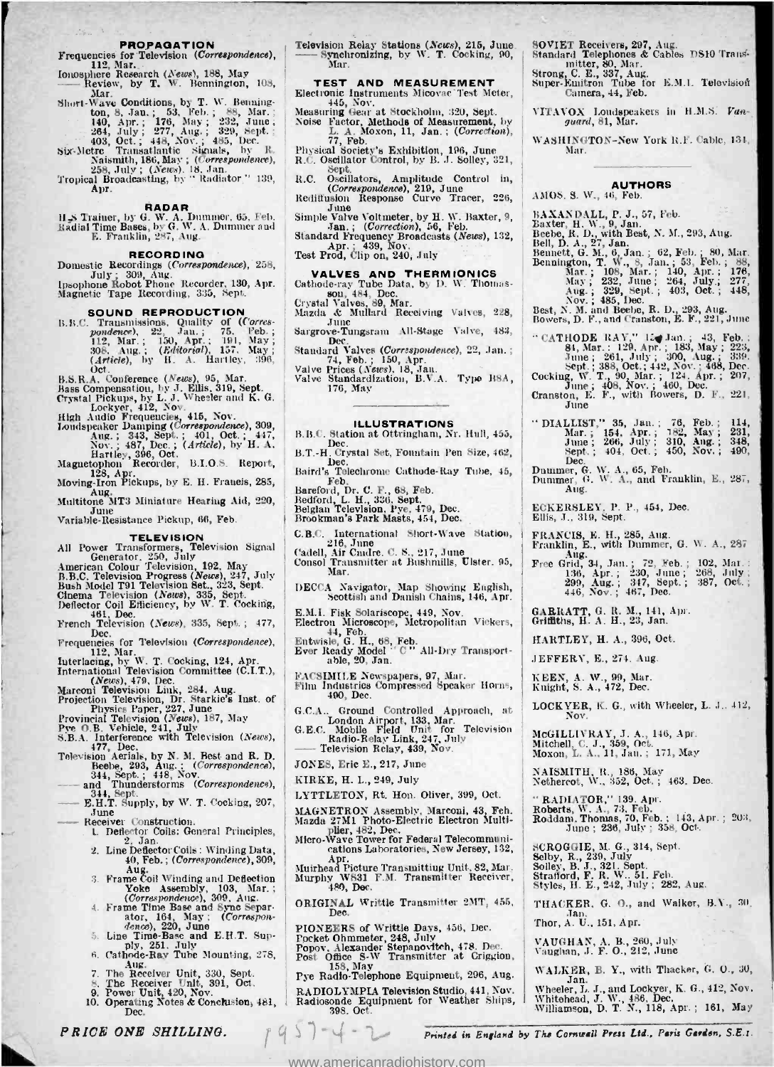## PROPAGATION

Frequencies for Television (*Correspondence*), 112, Mar.
Ionosphere Research (*News*), 188, May
—— Review, by T. W. Bennington, 108, Mar.
Short-Wave Conditions, by T. W. Bennington, 8, Jan.; 53, Feb.; 88, Mar.; 140, Apr.; 176, May; 232, June; 264, July; 277, Aug.; 329, Sept.; 403, Oct.; 448, Nov.; 485, Dec.
Six-Metre Transatlantic Signals, by R. Naismith, 186, May; (*Correspondence*), 258, July; (*News*), 18, Jan.
Tropical Broadcasting, by "Radiator" 139, Apr.

## RADAR

H₂S Trainer, by G. W. A. Dummer, 65, Feb.
Radial Time Bases, by G. W. A. Dummer and E. Franklin, 287, Aug.

## RECORDING

Domestic Recordings (*Correspondence*), 258, July; 309, Aug.
Ipsophone Robot Phone Recorder, 130, Apr.
Magnetic Tape Recording, 335, Sept.

## SOUND REPRODUCTION

B.B.C. Transmissions, Quality of (*Correspondence*), 22, Jan.; 75, Feb.; 112, Mar.; 150, Apr.; 191, May; 308, Aug.; (*Editorial*), 157, May; (*Article*), by H. A. Hartley, 396, Oct.
B.S.R.A. Conference (*News*), 95, Mar.
Bass Compensation, by J. Ellis, 319, Sept.
Crystal Pickups, by L. J. Wheeler and K. G. Lockyer, 412, Nov.
High Audio Frequencies, 415, Nov.
Loudspeaker Damping (*Correspondence*), 309, Aug.; 343, Sept.; 401, Oct.; 447, Nov.; 487, Dec.; (*Article*), by H. A. Hartley, 396, Oct.
Magnetophon Recorder, B.I.O.S. Report, 128, Apr.
Moving-Iron Pickups, by E. H. Francis, 285, Aug.
Multitone MT3 Miniature Hearing Aid, 220, June
Variable-Resistance Pickup, 66, Feb.

## TELEVISION

All Power Transformers, Television Signal Generator, 250, July
American Colour Television, 192, May
B.B.C. Television Progress (*News*), 247, July
Bush Model T91 Television Set., 323, Sept.
Cinema Television (*News*), 335, Sept.
Deflector Coil Efficiency, by W. T. Cocking, 461, Dec.
French Television (*News*), 335, Sept.; 477, Dec.
Frequencies for Television (*Correspondence*), 112, Mar.
Interlacing, by W. T. Cocking, 124, Apr.
International Television Committee (C.I.T.), (*News*), 479, Dec.
Marconi Television Link, 284, Aug.
Projection Television, Dr. Starkie's Inst. of Physics Paper, 227, June
Provincial Television (*News*), 187, May
Pye O.B. Vehicle, 241, July
S.B.A. Interference with Television (*News*), 477, Dec.
Television Aerials, by N. M. Best and R. D. Beebe, 293, Aug.; (*Correspondence*), 344, Sept.; 448, Nov.
—— and Thunderstorms (*Correspondence*), 344, Sept.
—— E.H.T. Supply, by W. T. Cocking, 207, June
—— Receiver Construction.
1. Deflector Coils: General Principles, 2, Jan.
2. Line Deflector Coils: Winding Data, 40, Feb.; (*Correspondence*), 309, Aug.
3. Frame Coil Winding and Deflection Yoke Assembly, 103, Mar.; (*Correspondence*), 309, Aug.
4. Frame Time Base and Sync Separator, 164, May; (*Correspondence*), 220, June
5. Line Time-Base and E.H.T. Supply, 251, July
6. Cathode-Ray Tube Mounting, 278, Aug.
7. The Receiver Unit, 330, Sept.
8. The Receiver Unit, 391, Oct.
9. Power Unit, 420, Nov.
10. Operating Notes & Conclusion, 481, Dec.

Television Relay Stations (*News*), 215, June
—— Synchronizing, by W. T. Cocking, 90, Mar.

## TEST AND MEASUREMENT

Electronic Instruments Micovac Test Meter, 445, Nov.
Measuring Gear at Stockholm, 320, Sept.
Noise Factor, Methods of Measurement, by L. A. Moxon, 11, Jan.; (*Correction*), 77, Feb.
Physical Society's Exhibition, 196, June
R.C. Oscillator Control, by B. J. Solley, 321, Sept.
R.C. Oscillators, Amplitude Control in, (*Correspondence*), 219, June
Rediffusion Response Curve Tracer, 226, June
Simple Valve Voltmeter, by H. W. Baxter, 9, Jan.; (*Correction*), 56, Feb.
Standard Frequency Broadcasts (*News*), 132, Apr.; 439, Nov.
Test Prod, Clip on, 240, July

## VALVES AND THERMIONICS

Cathode-ray Tube Data, by D. W. Thomasson, 484, Dec.
Crystal Valves, 89, Mar.
Mazda & Mullard Receiving Valves, 228, June
Sargrove-Tungsram All-Stage Valve, 483, Dec.
Standard Valves (*Correspondence*), 22, Jan.; 74, Feb.; 150, Apr.
Valve Prices (*News*), 18, Jan.
Valve Standardization, B.V.A. Type B8A, 176, May

## ILLUSTRATIONS

B.B.C. Station at Ottringham, Nr. Hull, 455, Dec.
B.T.-H. Crystal Set, Fountain Pen Size, 462, Dec.
Baird's Telechrome Cathode-Ray Tube, 45, Feb.
Bareford, Dr. C. F., 68, Feb.
Bedford, L. H., 336, Sept.
Belgian Television, Pye, 479, Dec.
Brookman's Park Masts, 454, Dec.

C.B.C. International Short-Wave Station, 216, June
Cadell, Air Cmdre. C. S., 217, June
Consol Transmitter at Bushmills, Ulster, 95, Mar.

DECCA Navigator, Map Showing English, Scottish and Danish Chains, 146, Apr.

E.M.I. Fisk Solariscope, 449, Nov.
Electron Microscope, Metropolitan Vickers, 44, Feb.
Entwisle, G. H., 68, Feb.
Ever Ready Model "C" All-Dry Transportable, 20, Jan.

FACSIMILE Newspapers, 97, Mar.
Film Industries Compressed Speaker Horns, 490, Dec.

G.C.A., Ground Controlled Approach, at London Airport, 133, Mar.
G.E.C. Mobile Field Unit for Television Radio-Relay Link, 247, July
—— Television Relay, 439, Nov.

JONES, Eric E., 217, June

KIRKE, H. L., 249, July

LYTTLETON, Rt. Hon. Oliver, 399, Oct.

MAGNETRON Assembly, Marconi, 43, Feb.
Mazda 27M1 Photo-Electric Electron Multiplier, 482, Dec.
Micro-Wave Tower for Federal Telecommunications Laboratories, New Jersey, 132, Apr.
Muirhead Picture Transmitting Unit, 82, Mar.
Murphy W831 F.M. Transmitter Receiver, 480, Dec.

ORIGINAL Writtle Transmitter 2MT, 455, Dec.

PIONEERS of Writtle Days, 456, Dec.
Pocket Ohmmeter, 248, July
Popov, Alexander Stepanovitch, 478, Dec.
Post Office S-W Transmitter at Criggion, 158, May
Pye Radio-Telephone Equipment, 296, Aug.

RADIOLYMPIA Television Studio, 441, Nov.
Radiosonde Equipment for Weather Ships, 398, Oct.

SOVIET Receivers, 297, Aug.
Standard Telephones & Cables DS10 Transmitter, 80, Mar.
Strong, C. E., 337, Aug.
Super-Emitron Tube for E.M.I. Television Camera, 44, Feb.

VITAVOX Loudspeakers in H.M.S. *Vanguard*, 81, Mar.

WASHINGTON-New York R.F. Cable, 134, Mar.

## AUTHORS

AMOS, S. W., 46, Feb.

BAXANDALL, P. J., 57, Feb.
Baxter, H. W., 9, Jan.
Beebe, R. D., with Best, N. M., 293, Aug.
Bell, D. A., 27, Jan.
Bennett, G. M., 6, Jan.; 62, Feb.; 80, Mar.
Bennington, T. W., 8, Jan.; 53, Feb.; 88, Mar.; 108, Mar.; 140, Apr.; 176, May; 232, June; 264, July; 277, Aug.; 329, Sept.; 403, Oct.; 448, Nov.; 485, Dec.
Best, N. M. and Beebe, R. D., 293, Aug.
Bowers, D. F., and Cranston, E. F., 221, June

"CATHODE RAY," 12, Jan.; 43, Feb.; 84, Mar.; 129, Apr.; 183, May; 223, June; 261, July; 300, Aug.; 339, Sept.; 388, Oct.; 442, Nov.; 468, Dec.
Cocking, W. T., 90, Mar.; 124, Apr.; 207, June; 408, Nov.; 460, Dec.
Cranston, E. F., with Bowers, D. F., 221, June

"DIALLIST," 35, Jan.; 76, Feb.; 114, Mar.; 154, Apr.; 182, May; 231, June; 266, July; 310, Aug.; 348, Sept.; 404, Oct.; 450, Nov.; 490, Dec.
Dummer, G. W. A., 65, Feb.
Dummer, G. W. A., and Franklin, E., 287, Aug.

ECKERSLEY, P. P., 454, Dec.
Ellis, J., 319, Sept.

FRANCIS, E. H., 285, Aug.
Franklin, E., with Dummer, G. W. A., 287 Aug.
Free Grid, 34, Jan.; 72, Feb.; 102, Mar.; 136, Apr.; 230, June; 268, July; 299, Aug.; 347, Sept.; 387, Oct.; 446, Nov.; 467, Dec.

GARRATT, G. R. M., 141, Apr.
Griffiths, H. A. H., 23, Jan.

HARTLEY, H. A., 396, Oct.

JEFFERY, E., 274, Aug.

KEEN, A. W., 99, Mar.
Knight, S. A., 472, Dec.

LOCKYER, K. G., with Wheeler, L. J., 412, Nov.

McGILLIVRAY, J. A., 146, Apr.
Mitchell, C. J., 359, Oct.
Moxon, L. A., 11, Jan.; 171, May

NAISMITH, R., 186, May
Nethercot, W., 352, Oct.; 463, Dec.

"RADIATOR," 139, Apr.
Roberts, W. A., 73, Feb.
Roddam, Thomas, 70, Feb.; 143, Apr.; 203, June; 236, July; 358, Oct.

SCROGGIE, M. G., 314, Sept.
Selby, R., 239, July
Solley, B. J., 321, Sept.
Strafford, F. R. W., 51, Feb.
Styles, H. E., 242, July; 282, Aug.

THACKER, G. O., and Walker, B.Y., 30, Jan.
Thor, A. U., 151, Apr.

VAUGHAN, A. B., 260, July
Vaughan, J. F. O., 212, June

WALKER, B. Y., with Thacker, G. O., 30, Jan.
Wheeler, L. J., and Lockyer, K. G., 412, Nov.
Whitehead, J. W., 486, Dec.
Williamson, D. T. N., 118, Apr.; 161, May

*PRICE ONE SHILLING.*

*Printed in England by The Cornwall Press Ltd., Paris Garden, S.E.1.*